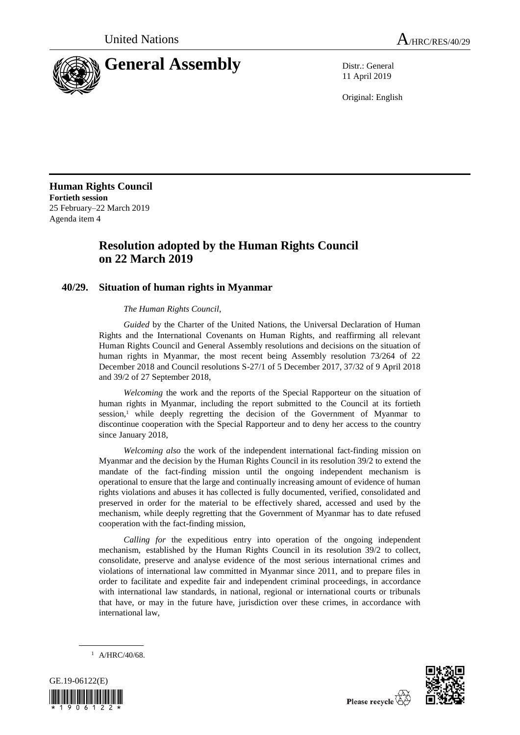United Nations | A/HRC/RES/40/29

# General Assembly

Distr.: General
11 April 2019

Original: English

**Human Rights Council**
**Fortieth session**
25 February–22 March 2019
Agenda item 4

## Resolution adopted by the Human Rights Council on 22 March 2019

### 40/29. Situation of human rights in Myanmar

*The Human Rights Council*,

*Guided* by the Charter of the United Nations, the Universal Declaration of Human Rights and the International Covenants on Human Rights, and reaffirming all relevant Human Rights Council and General Assembly resolutions and decisions on the situation of human rights in Myanmar, the most recent being Assembly resolution 73/264 of 22 December 2018 and Council resolutions S-27/1 of 5 December 2017, 37/32 of 9 April 2018 and 39/2 of 27 September 2018,

*Welcoming* the work and the reports of the Special Rapporteur on the situation of human rights in Myanmar, including the report submitted to the Council at its fortieth session,[1] while deeply regretting the decision of the Government of Myanmar to discontinue cooperation with the Special Rapporteur and to deny her access to the country since January 2018,

*Welcoming also* the work of the independent international fact-finding mission on Myanmar and the decision by the Human Rights Council in its resolution 39/2 to extend the mandate of the fact-finding mission until the ongoing independent mechanism is operational to ensure that the large and continually increasing amount of evidence of human rights violations and abuses it has collected is fully documented, verified, consolidated and preserved in order for the material to be effectively shared, accessed and used by the mechanism, while deeply regretting that the Government of Myanmar has to date refused cooperation with the fact-finding mission,

*Calling for* the expeditious entry into operation of the ongoing independent mechanism, established by the Human Rights Council in its resolution 39/2 to collect, consolidate, preserve and analyse evidence of the most serious international crimes and violations of international law committed in Myanmar since 2011, and to prepare files in order to facilitate and expedite fair and independent criminal proceedings, in accordance with international law standards, in national, regional or international courts or tribunals that have, or may in the future have, jurisdiction over these crimes, in accordance with international law,

[1] A/HRC/40/68.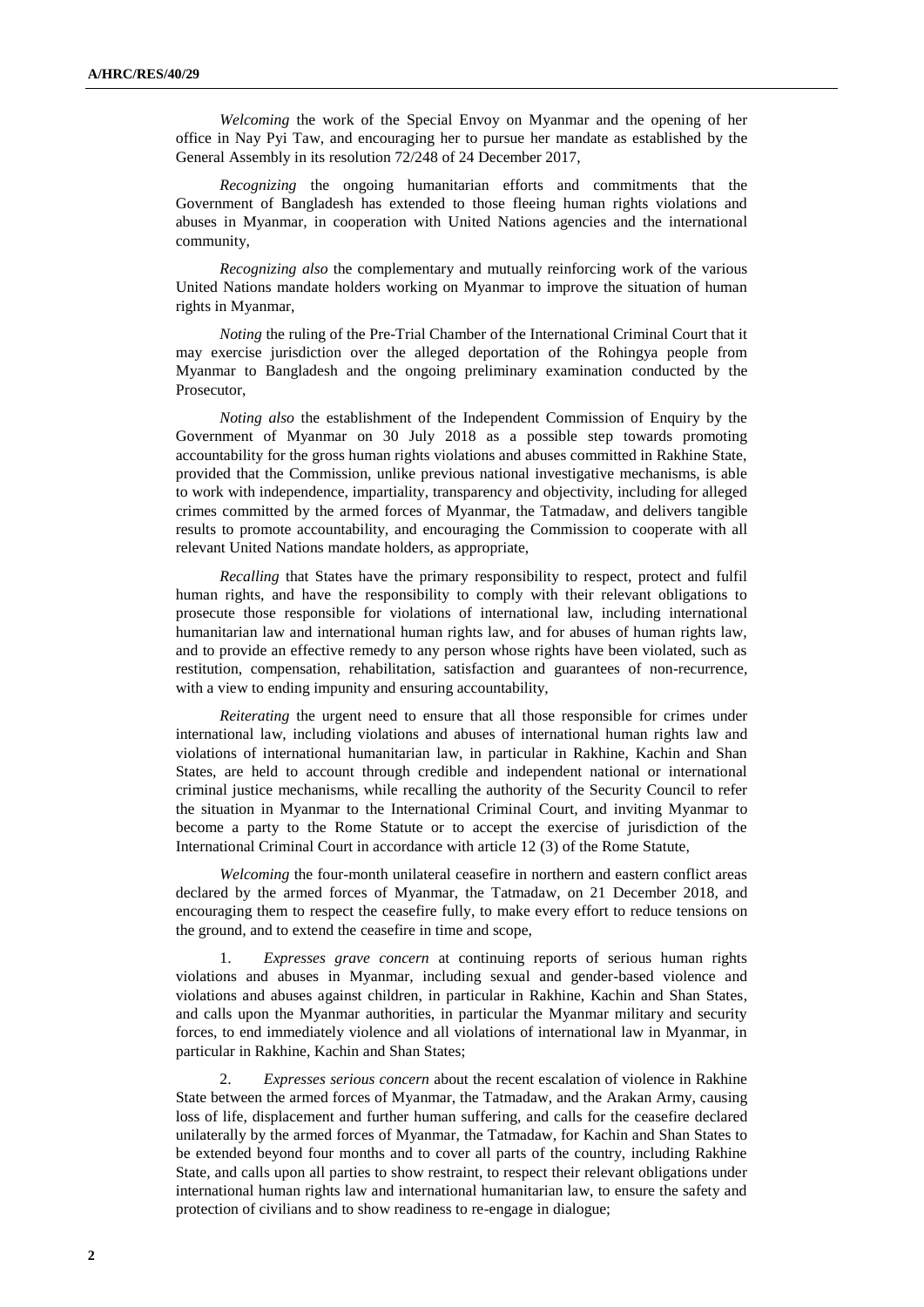*Welcoming* the work of the Special Envoy on Myanmar and the opening of her office in Nay Pyi Taw, and encouraging her to pursue her mandate as established by the General Assembly in its resolution 72/248 of 24 December 2017,

*Recognizing* the ongoing humanitarian efforts and commitments that the Government of Bangladesh has extended to those fleeing human rights violations and abuses in Myanmar, in cooperation with United Nations agencies and the international community,

*Recognizing also* the complementary and mutually reinforcing work of the various United Nations mandate holders working on Myanmar to improve the situation of human rights in Myanmar,

*Noting* the ruling of the Pre-Trial Chamber of the International Criminal Court that it may exercise jurisdiction over the alleged deportation of the Rohingya people from Myanmar to Bangladesh and the ongoing preliminary examination conducted by the Prosecutor,

*Noting also* the establishment of the Independent Commission of Enquiry by the Government of Myanmar on 30 July 2018 as a possible step towards promoting accountability for the gross human rights violations and abuses committed in Rakhine State, provided that the Commission, unlike previous national investigative mechanisms, is able to work with independence, impartiality, transparency and objectivity, including for alleged crimes committed by the armed forces of Myanmar, the Tatmadaw, and delivers tangible results to promote accountability, and encouraging the Commission to cooperate with all relevant United Nations mandate holders, as appropriate,

*Recalling* that States have the primary responsibility to respect, protect and fulfil human rights, and have the responsibility to comply with their relevant obligations to prosecute those responsible for violations of international law, including international humanitarian law and international human rights law, and for abuses of human rights law, and to provide an effective remedy to any person whose rights have been violated, such as restitution, compensation, rehabilitation, satisfaction and guarantees of non-recurrence, with a view to ending impunity and ensuring accountability,

*Reiterating* the urgent need to ensure that all those responsible for crimes under international law, including violations and abuses of international human rights law and violations of international humanitarian law, in particular in Rakhine, Kachin and Shan States, are held to account through credible and independent national or international criminal justice mechanisms, while recalling the authority of the Security Council to refer the situation in Myanmar to the International Criminal Court, and inviting Myanmar to become a party to the Rome Statute or to accept the exercise of jurisdiction of the International Criminal Court in accordance with article 12 (3) of the Rome Statute,

*Welcoming* the four-month unilateral ceasefire in northern and eastern conflict areas declared by the armed forces of Myanmar, the Tatmadaw, on 21 December 2018, and encouraging them to respect the ceasefire fully, to make every effort to reduce tensions on the ground, and to extend the ceasefire in time and scope,

1. *Expresses grave concern* at continuing reports of serious human rights violations and abuses in Myanmar, including sexual and gender-based violence and violations and abuses against children, in particular in Rakhine, Kachin and Shan States, and calls upon the Myanmar authorities, in particular the Myanmar military and security forces, to end immediately violence and all violations of international law in Myanmar, in particular in Rakhine, Kachin and Shan States;

2. *Expresses serious concern* about the recent escalation of violence in Rakhine State between the armed forces of Myanmar, the Tatmadaw, and the Arakan Army, causing loss of life, displacement and further human suffering, and calls for the ceasefire declared unilaterally by the armed forces of Myanmar, the Tatmadaw, for Kachin and Shan States to be extended beyond four months and to cover all parts of the country, including Rakhine State, and calls upon all parties to show restraint, to respect their relevant obligations under international human rights law and international humanitarian law, to ensure the safety and protection of civilians and to show readiness to re-engage in dialogue;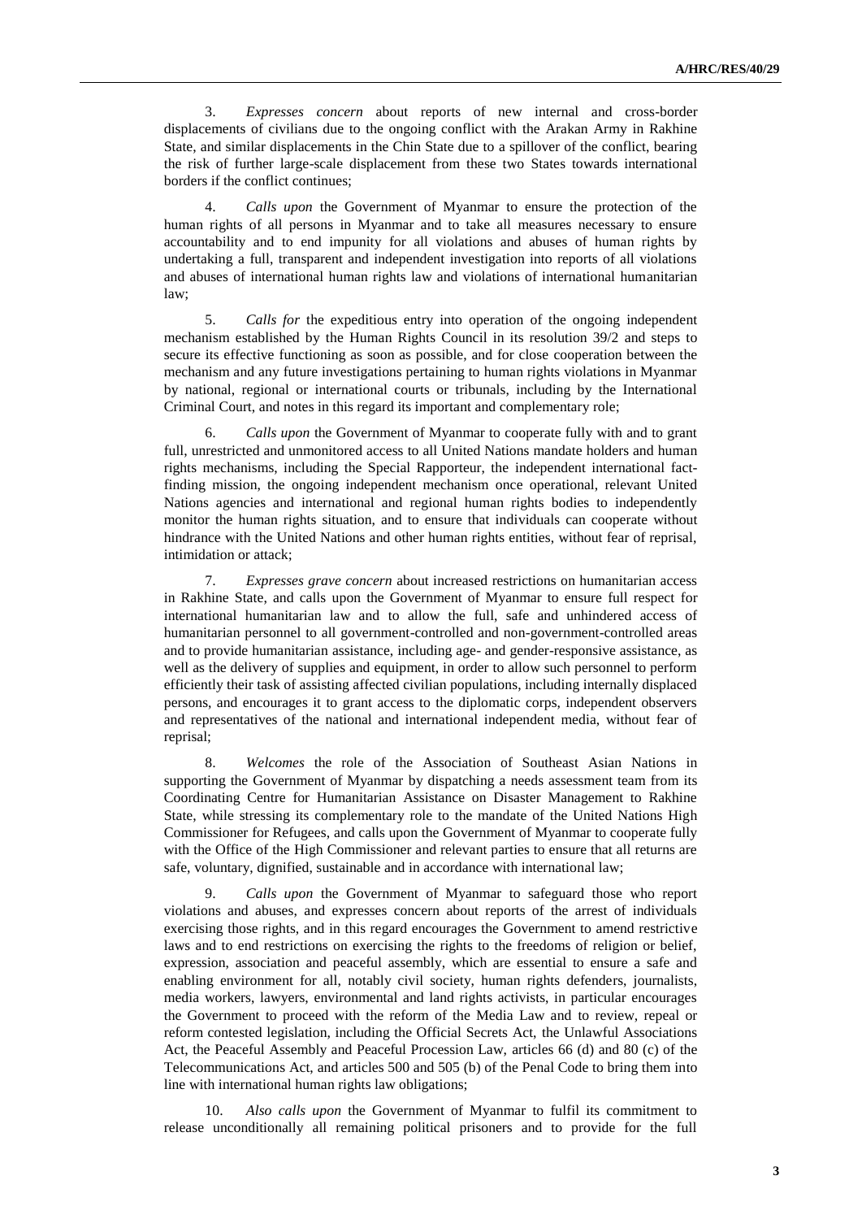3. *Expresses concern* about reports of new internal and cross-border displacements of civilians due to the ongoing conflict with the Arakan Army in Rakhine State, and similar displacements in the Chin State due to a spillover of the conflict, bearing the risk of further large-scale displacement from these two States towards international borders if the conflict continues;

4. *Calls upon* the Government of Myanmar to ensure the protection of the human rights of all persons in Myanmar and to take all measures necessary to ensure accountability and to end impunity for all violations and abuses of human rights by undertaking a full, transparent and independent investigation into reports of all violations and abuses of international human rights law and violations of international humanitarian law;

5. *Calls for* the expeditious entry into operation of the ongoing independent mechanism established by the Human Rights Council in its resolution 39/2 and steps to secure its effective functioning as soon as possible, and for close cooperation between the mechanism and any future investigations pertaining to human rights violations in Myanmar by national, regional or international courts or tribunals, including by the International Criminal Court, and notes in this regard its important and complementary role;

6. *Calls upon* the Government of Myanmar to cooperate fully with and to grant full, unrestricted and unmonitored access to all United Nations mandate holders and human rights mechanisms, including the Special Rapporteur, the independent international fact-finding mission, the ongoing independent mechanism once operational, relevant United Nations agencies and international and regional human rights bodies to independently monitor the human rights situation, and to ensure that individuals can cooperate without hindrance with the United Nations and other human rights entities, without fear of reprisal, intimidation or attack;

7. *Expresses grave concern* about increased restrictions on humanitarian access in Rakhine State, and calls upon the Government of Myanmar to ensure full respect for international humanitarian law and to allow the full, safe and unhindered access of humanitarian personnel to all government-controlled and non-government-controlled areas and to provide humanitarian assistance, including age- and gender-responsive assistance, as well as the delivery of supplies and equipment, in order to allow such personnel to perform efficiently their task of assisting affected civilian populations, including internally displaced persons, and encourages it to grant access to the diplomatic corps, independent observers and representatives of the national and international independent media, without fear of reprisal;

8. *Welcomes* the role of the Association of Southeast Asian Nations in supporting the Government of Myanmar by dispatching a needs assessment team from its Coordinating Centre for Humanitarian Assistance on Disaster Management to Rakhine State, while stressing its complementary role to the mandate of the United Nations High Commissioner for Refugees, and calls upon the Government of Myanmar to cooperate fully with the Office of the High Commissioner and relevant parties to ensure that all returns are safe, voluntary, dignified, sustainable and in accordance with international law;

9. *Calls upon* the Government of Myanmar to safeguard those who report violations and abuses, and expresses concern about reports of the arrest of individuals exercising those rights, and in this regard encourages the Government to amend restrictive laws and to end restrictions on exercising the rights to the freedoms of religion or belief, expression, association and peaceful assembly, which are essential to ensure a safe and enabling environment for all, notably civil society, human rights defenders, journalists, media workers, lawyers, environmental and land rights activists, in particular encourages the Government to proceed with the reform of the Media Law and to review, repeal or reform contested legislation, including the Official Secrets Act, the Unlawful Associations Act, the Peaceful Assembly and Peaceful Procession Law, articles 66 (d) and 80 (c) of the Telecommunications Act, and articles 500 and 505 (b) of the Penal Code to bring them into line with international human rights law obligations;

10. *Also calls upon* the Government of Myanmar to fulfil its commitment to release unconditionally all remaining political prisoners and to provide for the full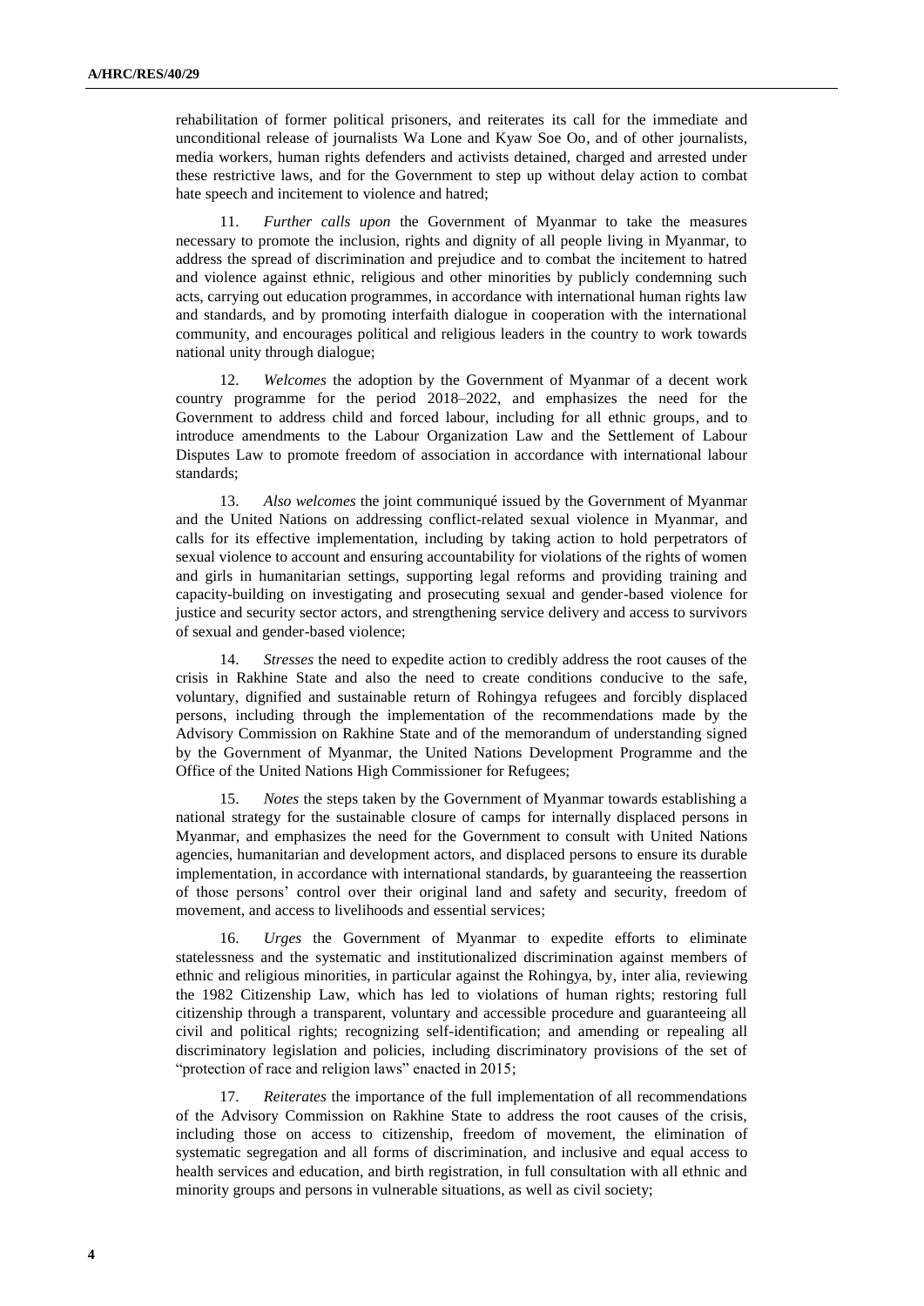rehabilitation of former political prisoners, and reiterates its call for the immediate and unconditional release of journalists Wa Lone and Kyaw Soe Oo, and of other journalists, media workers, human rights defenders and activists detained, charged and arrested under these restrictive laws, and for the Government to step up without delay action to combat hate speech and incitement to violence and hatred;

11. *Further calls upon* the Government of Myanmar to take the measures necessary to promote the inclusion, rights and dignity of all people living in Myanmar, to address the spread of discrimination and prejudice and to combat the incitement to hatred and violence against ethnic, religious and other minorities by publicly condemning such acts, carrying out education programmes, in accordance with international human rights law and standards, and by promoting interfaith dialogue in cooperation with the international community, and encourages political and religious leaders in the country to work towards national unity through dialogue;

12. *Welcomes* the adoption by the Government of Myanmar of a decent work country programme for the period 2018–2022, and emphasizes the need for the Government to address child and forced labour, including for all ethnic groups, and to introduce amendments to the Labour Organization Law and the Settlement of Labour Disputes Law to promote freedom of association in accordance with international labour standards;

13. *Also welcomes* the joint communiqué issued by the Government of Myanmar and the United Nations on addressing conflict-related sexual violence in Myanmar, and calls for its effective implementation, including by taking action to hold perpetrators of sexual violence to account and ensuring accountability for violations of the rights of women and girls in humanitarian settings, supporting legal reforms and providing training and capacity-building on investigating and prosecuting sexual and gender-based violence for justice and security sector actors, and strengthening service delivery and access to survivors of sexual and gender-based violence;

14. *Stresses* the need to expedite action to credibly address the root causes of the crisis in Rakhine State and also the need to create conditions conducive to the safe, voluntary, dignified and sustainable return of Rohingya refugees and forcibly displaced persons, including through the implementation of the recommendations made by the Advisory Commission on Rakhine State and of the memorandum of understanding signed by the Government of Myanmar, the United Nations Development Programme and the Office of the United Nations High Commissioner for Refugees;

15. *Notes* the steps taken by the Government of Myanmar towards establishing a national strategy for the sustainable closure of camps for internally displaced persons in Myanmar, and emphasizes the need for the Government to consult with United Nations agencies, humanitarian and development actors, and displaced persons to ensure its durable implementation, in accordance with international standards, by guaranteeing the reassertion of those persons' control over their original land and safety and security, freedom of movement, and access to livelihoods and essential services;

16. *Urges* the Government of Myanmar to expedite efforts to eliminate statelessness and the systematic and institutionalized discrimination against members of ethnic and religious minorities, in particular against the Rohingya, by, inter alia, reviewing the 1982 Citizenship Law, which has led to violations of human rights; restoring full citizenship through a transparent, voluntary and accessible procedure and guaranteeing all civil and political rights; recognizing self-identification; and amending or repealing all discriminatory legislation and policies, including discriminatory provisions of the set of "protection of race and religion laws" enacted in 2015;

17. *Reiterates* the importance of the full implementation of all recommendations of the Advisory Commission on Rakhine State to address the root causes of the crisis, including those on access to citizenship, freedom of movement, the elimination of systematic segregation and all forms of discrimination, and inclusive and equal access to health services and education, and birth registration, in full consultation with all ethnic and minority groups and persons in vulnerable situations, as well as civil society;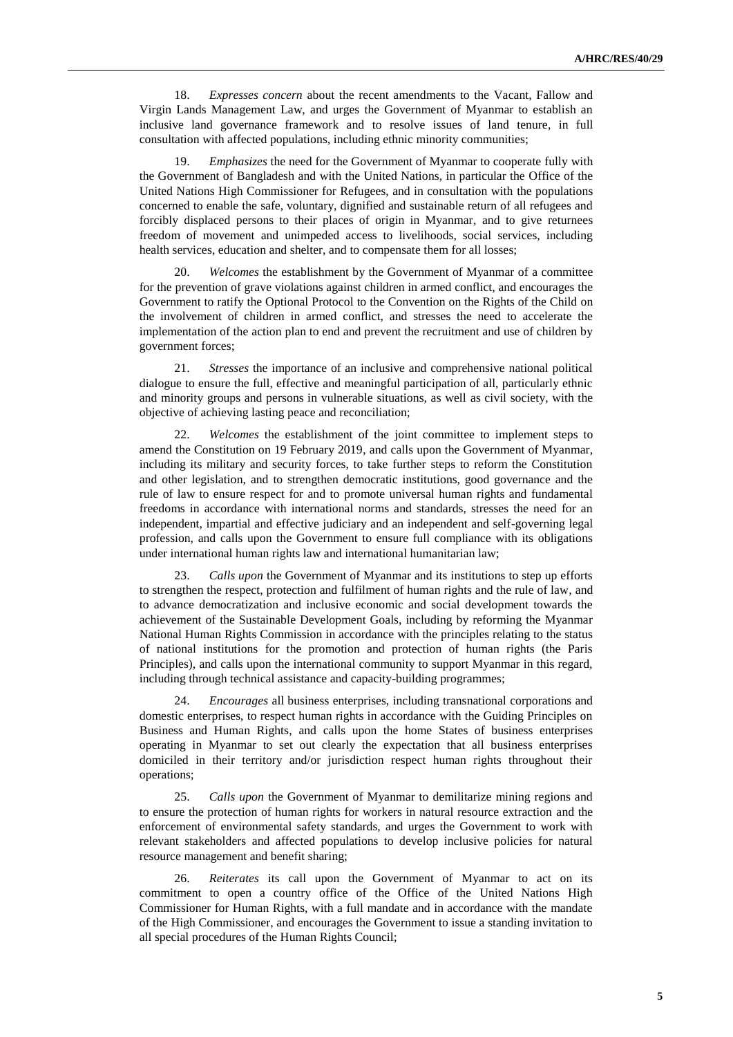18. *Expresses concern* about the recent amendments to the Vacant, Fallow and Virgin Lands Management Law, and urges the Government of Myanmar to establish an inclusive land governance framework and to resolve issues of land tenure, in full consultation with affected populations, including ethnic minority communities;

19. *Emphasizes* the need for the Government of Myanmar to cooperate fully with the Government of Bangladesh and with the United Nations, in particular the Office of the United Nations High Commissioner for Refugees, and in consultation with the populations concerned to enable the safe, voluntary, dignified and sustainable return of all refugees and forcibly displaced persons to their places of origin in Myanmar, and to give returnees freedom of movement and unimpeded access to livelihoods, social services, including health services, education and shelter, and to compensate them for all losses;

20. *Welcomes* the establishment by the Government of Myanmar of a committee for the prevention of grave violations against children in armed conflict, and encourages the Government to ratify the Optional Protocol to the Convention on the Rights of the Child on the involvement of children in armed conflict, and stresses the need to accelerate the implementation of the action plan to end and prevent the recruitment and use of children by government forces;

21. *Stresses* the importance of an inclusive and comprehensive national political dialogue to ensure the full, effective and meaningful participation of all, particularly ethnic and minority groups and persons in vulnerable situations, as well as civil society, with the objective of achieving lasting peace and reconciliation;

22. *Welcomes* the establishment of the joint committee to implement steps to amend the Constitution on 19 February 2019, and calls upon the Government of Myanmar, including its military and security forces, to take further steps to reform the Constitution and other legislation, and to strengthen democratic institutions, good governance and the rule of law to ensure respect for and to promote universal human rights and fundamental freedoms in accordance with international norms and standards, stresses the need for an independent, impartial and effective judiciary and an independent and self-governing legal profession, and calls upon the Government to ensure full compliance with its obligations under international human rights law and international humanitarian law;

23. *Calls upon* the Government of Myanmar and its institutions to step up efforts to strengthen the respect, protection and fulfilment of human rights and the rule of law, and to advance democratization and inclusive economic and social development towards the achievement of the Sustainable Development Goals, including by reforming the Myanmar National Human Rights Commission in accordance with the principles relating to the status of national institutions for the promotion and protection of human rights (the Paris Principles), and calls upon the international community to support Myanmar in this regard, including through technical assistance and capacity-building programmes;

24. *Encourages* all business enterprises, including transnational corporations and domestic enterprises, to respect human rights in accordance with the Guiding Principles on Business and Human Rights, and calls upon the home States of business enterprises operating in Myanmar to set out clearly the expectation that all business enterprises domiciled in their territory and/or jurisdiction respect human rights throughout their operations;

25. *Calls upon* the Government of Myanmar to demilitarize mining regions and to ensure the protection of human rights for workers in natural resource extraction and the enforcement of environmental safety standards, and urges the Government to work with relevant stakeholders and affected populations to develop inclusive policies for natural resource management and benefit sharing;

26. *Reiterates* its call upon the Government of Myanmar to act on its commitment to open a country office of the Office of the United Nations High Commissioner for Human Rights, with a full mandate and in accordance with the mandate of the High Commissioner, and encourages the Government to issue a standing invitation to all special procedures of the Human Rights Council;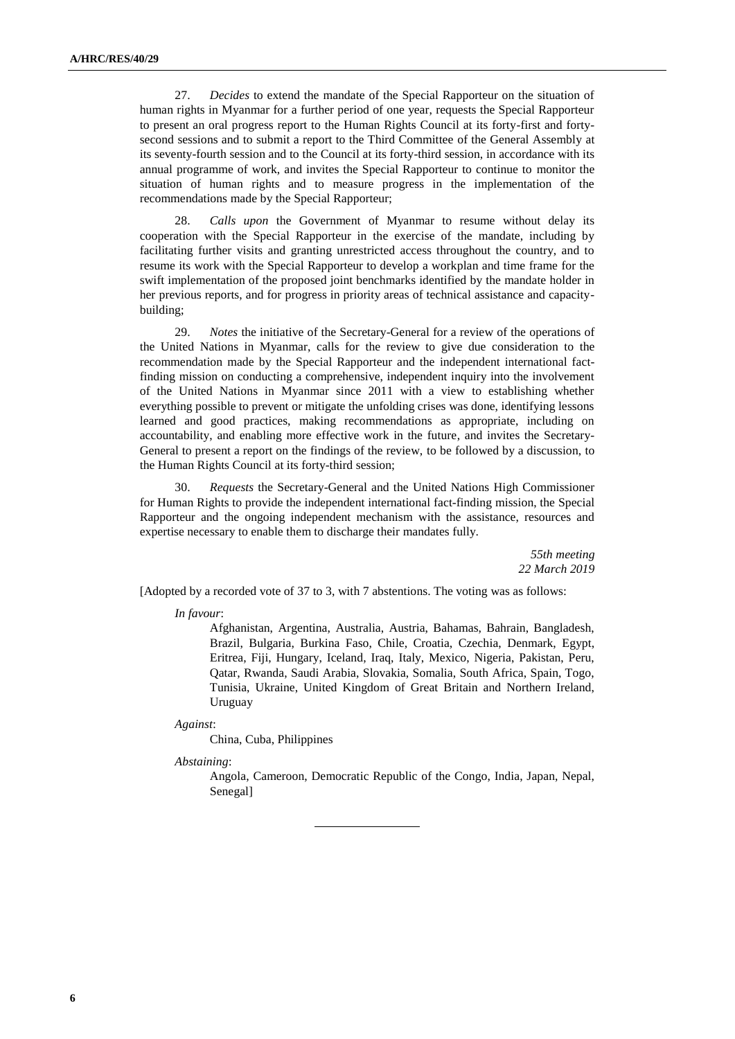27. *Decides* to extend the mandate of the Special Rapporteur on the situation of human rights in Myanmar for a further period of one year, requests the Special Rapporteur to present an oral progress report to the Human Rights Council at its forty-first and forty-second sessions and to submit a report to the Third Committee of the General Assembly at its seventy-fourth session and to the Council at its forty-third session, in accordance with its annual programme of work, and invites the Special Rapporteur to continue to monitor the situation of human rights and to measure progress in the implementation of the recommendations made by the Special Rapporteur;

28. *Calls upon* the Government of Myanmar to resume without delay its cooperation with the Special Rapporteur in the exercise of the mandate, including by facilitating further visits and granting unrestricted access throughout the country, and to resume its work with the Special Rapporteur to develop a workplan and time frame for the swift implementation of the proposed joint benchmarks identified by the mandate holder in her previous reports, and for progress in priority areas of technical assistance and capacity-building;

29. *Notes* the initiative of the Secretary-General for a review of the operations of the United Nations in Myanmar, calls for the review to give due consideration to the recommendation made by the Special Rapporteur and the independent international fact-finding mission on conducting a comprehensive, independent inquiry into the involvement of the United Nations in Myanmar since 2011 with a view to establishing whether everything possible to prevent or mitigate the unfolding crises was done, identifying lessons learned and good practices, making recommendations as appropriate, including on accountability, and enabling more effective work in the future, and invites the Secretary-General to present a report on the findings of the review, to be followed by a discussion, to the Human Rights Council at its forty-third session;

30. *Requests* the Secretary-General and the United Nations High Commissioner for Human Rights to provide the independent international fact-finding mission, the Special Rapporteur and the ongoing independent mechanism with the assistance, resources and expertise necessary to enable them to discharge their mandates fully.

*55th meeting*
*22 March 2019*

[Adopted by a recorded vote of 37 to 3, with 7 abstentions. The voting was as follows:

*In favour*:

Afghanistan, Argentina, Australia, Austria, Bahamas, Bahrain, Bangladesh, Brazil, Bulgaria, Burkina Faso, Chile, Croatia, Czechia, Denmark, Egypt, Eritrea, Fiji, Hungary, Iceland, Iraq, Italy, Mexico, Nigeria, Pakistan, Peru, Qatar, Rwanda, Saudi Arabia, Slovakia, Somalia, South Africa, Spain, Togo, Tunisia, Ukraine, United Kingdom of Great Britain and Northern Ireland, Uruguay

*Against*:

China, Cuba, Philippines

*Abstaining*:

Angola, Cameroon, Democratic Republic of the Congo, India, Japan, Nepal, Senegal]